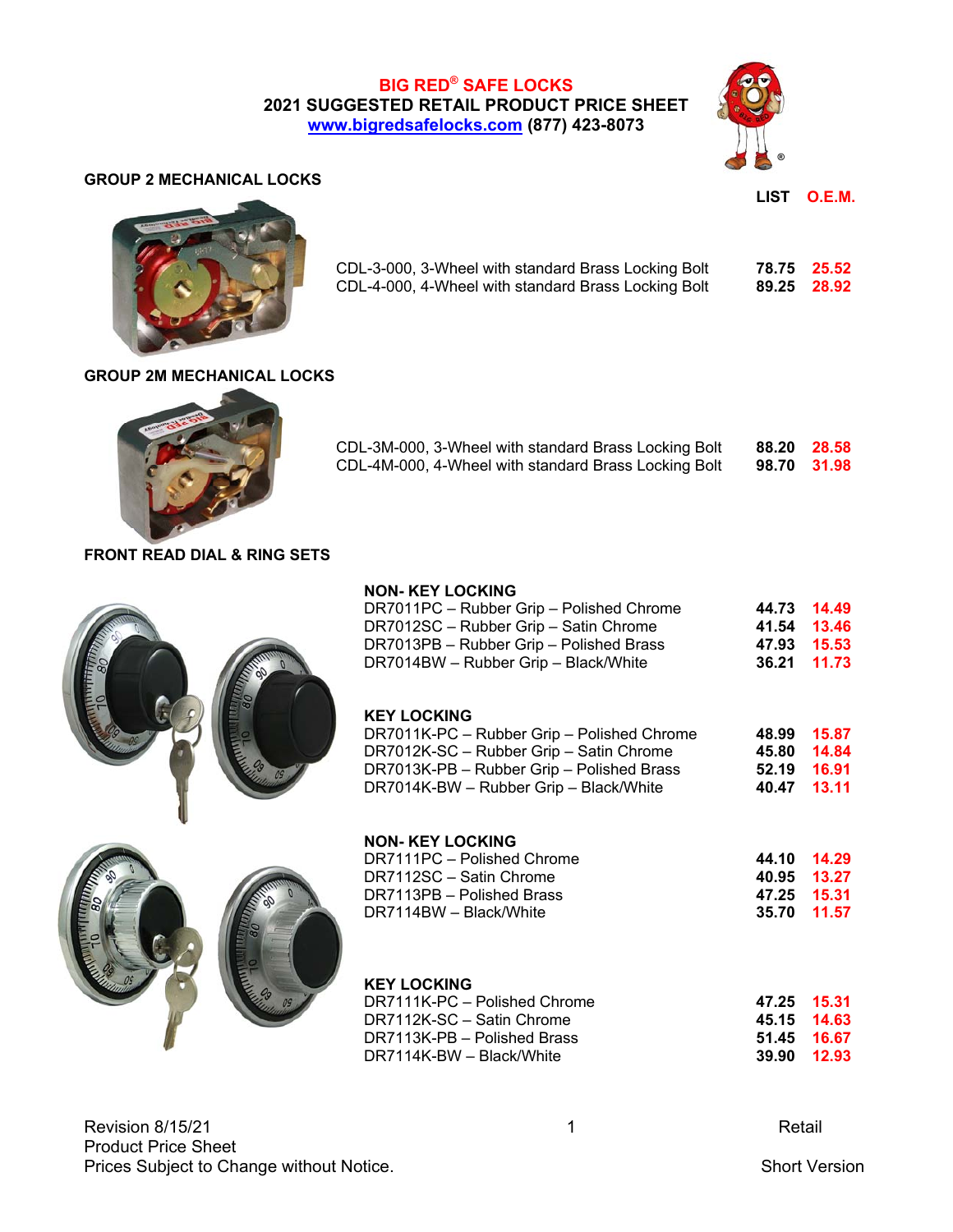# BIG RED® SAFE LOCKS

## 2021 SUGGESTED RETAIL PRODUCT PRICE SHEET

www.bigredsafelocks.com (877) 423-8073

### GROUP 2 MECHANICAL LOCKS

| | LIST | O.E.M. |
|---|---|---|
| CDL-3-000, 3-Wheel with standard Brass Locking Bolt | 78.75 | 25.52 |
| CDL-4-000, 4-Wheel with standard Brass Locking Bolt | 89.25 | 28.92 |

### GROUP 2M MECHANICAL LOCKS

| | LIST | O.E.M. |
|---|---|---|
| CDL-3M-000, 3-Wheel with standard Brass Locking Bolt | 88.20 | 28.58 |
| CDL-4M-000, 4-Wheel with standard Brass Locking Bolt | 98.70 | 31.98 |

### FRONT READ DIAL & RING SETS

**NON- KEY LOCKING**

| | LIST | O.E.M. |
|---|---|---|
| DR7011PC – Rubber Grip – Polished Chrome | 44.73 | 14.49 |
| DR7012SC – Rubber Grip – Satin Chrome | 41.54 | 13.46 |
| DR7013PB – Rubber Grip – Polished Brass | 47.93 | 15.53 |
| DR7014BW – Rubber Grip – Black/White | 36.21 | 11.73 |

**KEY LOCKING**

| | LIST | O.E.M. |
|---|---|---|
| DR7011K-PC – Rubber Grip – Polished Chrome | 48.99 | 15.87 |
| DR7012K-SC – Rubber Grip – Satin Chrome | 45.80 | 14.84 |
| DR7013K-PB – Rubber Grip – Polished Brass | 52.19 | 16.91 |
| DR7014K-BW – Rubber Grip – Black/White | 40.47 | 13.11 |

**NON- KEY LOCKING**

| | LIST | O.E.M. |
|---|---|---|
| DR7111PC – Polished Chrome | 44.10 | 14.29 |
| DR7112SC – Satin Chrome | 40.95 | 13.27 |
| DR7113PB – Polished Brass | 47.25 | 15.31 |
| DR7114BW – Black/White | 35.70 | 11.57 |

**KEY LOCKING**

| | LIST | O.E.M. |
|---|---|---|
| DR7111K-PC – Polished Chrome | 47.25 | 15.31 |
| DR7112K-SC – Satin Chrome | 45.15 | 14.63 |
| DR7113K-PB – Polished Brass | 51.45 | 16.67 |
| DR7114K-BW – Black/White | 39.90 | 12.93 |

Revision 8/15/21
Product Price Sheet
Prices Subject to Change without Notice.

Retail
Short Version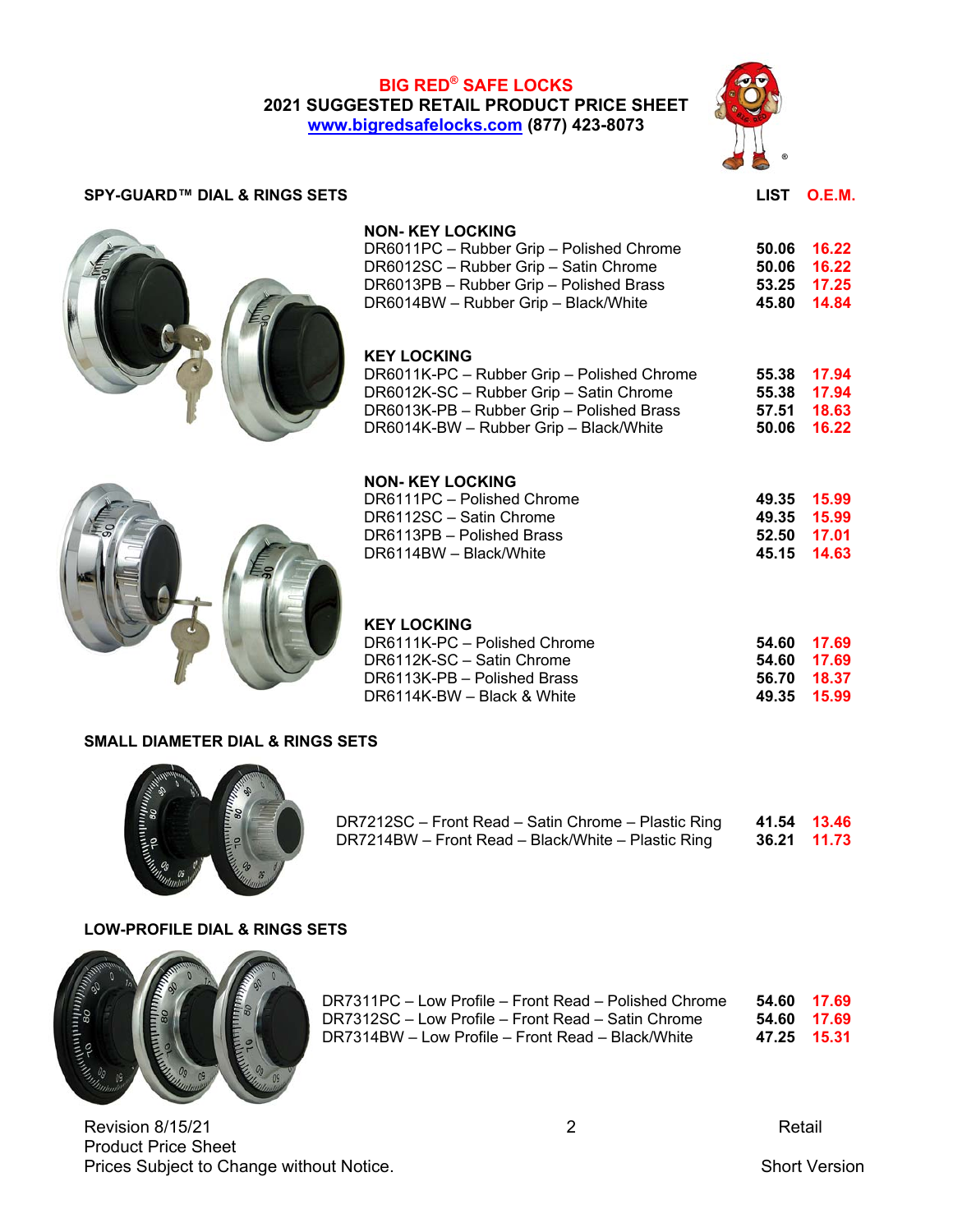**BIG RED® SAFE LOCKS**
**2021 SUGGESTED RETAIL PRODUCT PRICE SHEET**
**www.bigredsafelocks.com (877) 423-8073**

## SPY-GUARD™ DIAL & RINGS SETS

| Product | LIST | O.E.M. |
|---|---|---|
| **NON- KEY LOCKING** | | |
| DR6011PC – Rubber Grip – Polished Chrome | 50.06 | 16.22 |
| DR6012SC – Rubber Grip – Satin Chrome | 50.06 | 16.22 |
| DR6013PB – Rubber Grip – Polished Brass | 53.25 | 17.25 |
| DR6014BW – Rubber Grip – Black/White | 45.80 | 14.84 |
| **KEY LOCKING** | | |
| DR6011K-PC – Rubber Grip – Polished Chrome | 55.38 | 17.94 |
| DR6012K-SC – Rubber Grip – Satin Chrome | 55.38 | 17.94 |
| DR6013K-PB – Rubber Grip – Polished Brass | 57.51 | 18.63 |
| DR6014K-BW – Rubber Grip – Black/White | 50.06 | 16.22 |
| **NON- KEY LOCKING** | | |
| DR6111PC – Polished Chrome | 49.35 | 15.99 |
| DR6112SC – Satin Chrome | 49.35 | 15.99 |
| DR6113PB – Polished Brass | 52.50 | 17.01 |
| DR6114BW – Black/White | 45.15 | 14.63 |
| **KEY LOCKING** | | |
| DR6111K-PC – Polished Chrome | 54.60 | 17.69 |
| DR6112K-SC – Satin Chrome | 54.60 | 17.69 |
| DR6113K-PB – Polished Brass | 56.70 | 18.37 |
| DR6114K-BW – Black & White | 49.35 | 15.99 |

## SMALL DIAMETER DIAL & RINGS SETS

| Product | LIST | O.E.M. |
|---|---|---|
| DR7212SC – Front Read – Satin Chrome – Plastic Ring | 41.54 | 13.46 |
| DR7214BW – Front Read – Black/White – Plastic Ring | 36.21 | 11.73 |

## LOW-PROFILE DIAL & RINGS SETS

| Product | LIST | O.E.M. |
|---|---|---|
| DR7311PC – Low Profile – Front Read – Polished Chrome | 54.60 | 17.69 |
| DR7312SC – Low Profile – Front Read – Satin Chrome | 54.60 | 17.69 |
| DR7314BW – Low Profile – Front Read – Black/White | 47.25 | 15.31 |

Revision 8/15/21
Product Price Sheet
Prices Subject to Change without Notice.

Retail
Short Version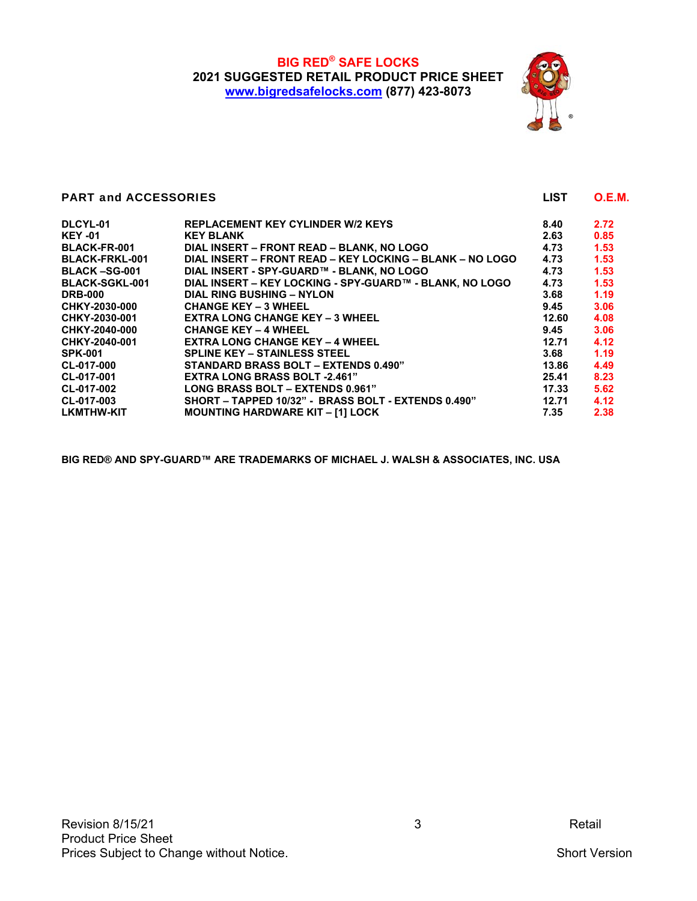# BIG RED® SAFE LOCKS

**2021 SUGGESTED RETAIL PRODUCT PRICE SHEET**

**www.bigredsafelocks.com (877) 423-8073**

| PART and ACCESSORIES | | LIST | O.E.M. |
|---|---|---|---|
| DLCYL-01 | REPLACEMENT KEY CYLINDER W/2 KEYS | 8.40 | 2.72 |
| KEY -01 | KEY BLANK | 2.63 | 0.85 |
| BLACK-FR-001 | DIAL INSERT – FRONT READ – BLANK, NO LOGO | 4.73 | 1.53 |
| BLACK-FRKL-001 | DIAL INSERT – FRONT READ – KEY LOCKING – BLANK – NO LOGO | 4.73 | 1.53 |
| BLACK –SG-001 | DIAL INSERT - SPY-GUARD™ - BLANK, NO LOGO | 4.73 | 1.53 |
| BLACK-SGKL-001 | DIAL INSERT – KEY LOCKING - SPY-GUARD™ - BLANK, NO LOGO | 4.73 | 1.53 |
| DRB-000 | DIAL RING BUSHING – NYLON | 3.68 | 1.19 |
| CHKY-2030-000 | CHANGE KEY – 3 WHEEL | 9.45 | 3.06 |
| CHKY-2030-001 | EXTRA LONG CHANGE KEY – 3 WHEEL | 12.60 | 4.08 |
| CHKY-2040-000 | CHANGE KEY – 4 WHEEL | 9.45 | 3.06 |
| CHKY-2040-001 | EXTRA LONG CHANGE KEY – 4 WHEEL | 12.71 | 4.12 |
| SPK-001 | SPLINE KEY – STAINLESS STEEL | 3.68 | 1.19 |
| CL-017-000 | STANDARD BRASS BOLT – EXTENDS 0.490” | 13.86 | 4.49 |
| CL-017-001 | EXTRA LONG BRASS BOLT -2.461” | 25.41 | 8.23 |
| CL-017-002 | LONG BRASS BOLT – EXTENDS 0.961” | 17.33 | 5.62 |
| CL-017-003 | SHORT – TAPPED 10/32” - BRASS BOLT - EXTENDS 0.490” | 12.71 | 4.12 |
| LKMTHW-KIT | MOUNTING HARDWARE KIT – [1] LOCK | 7.35 | 2.38 |

**BIG RED® AND SPY-GUARD™ ARE TRADEMARKS OF MICHAEL J. WALSH & ASSOCIATES, INC. USA**

Revision 8/15/21
Product Price Sheet
Prices Subject to Change without Notice.

Retail
Short Version